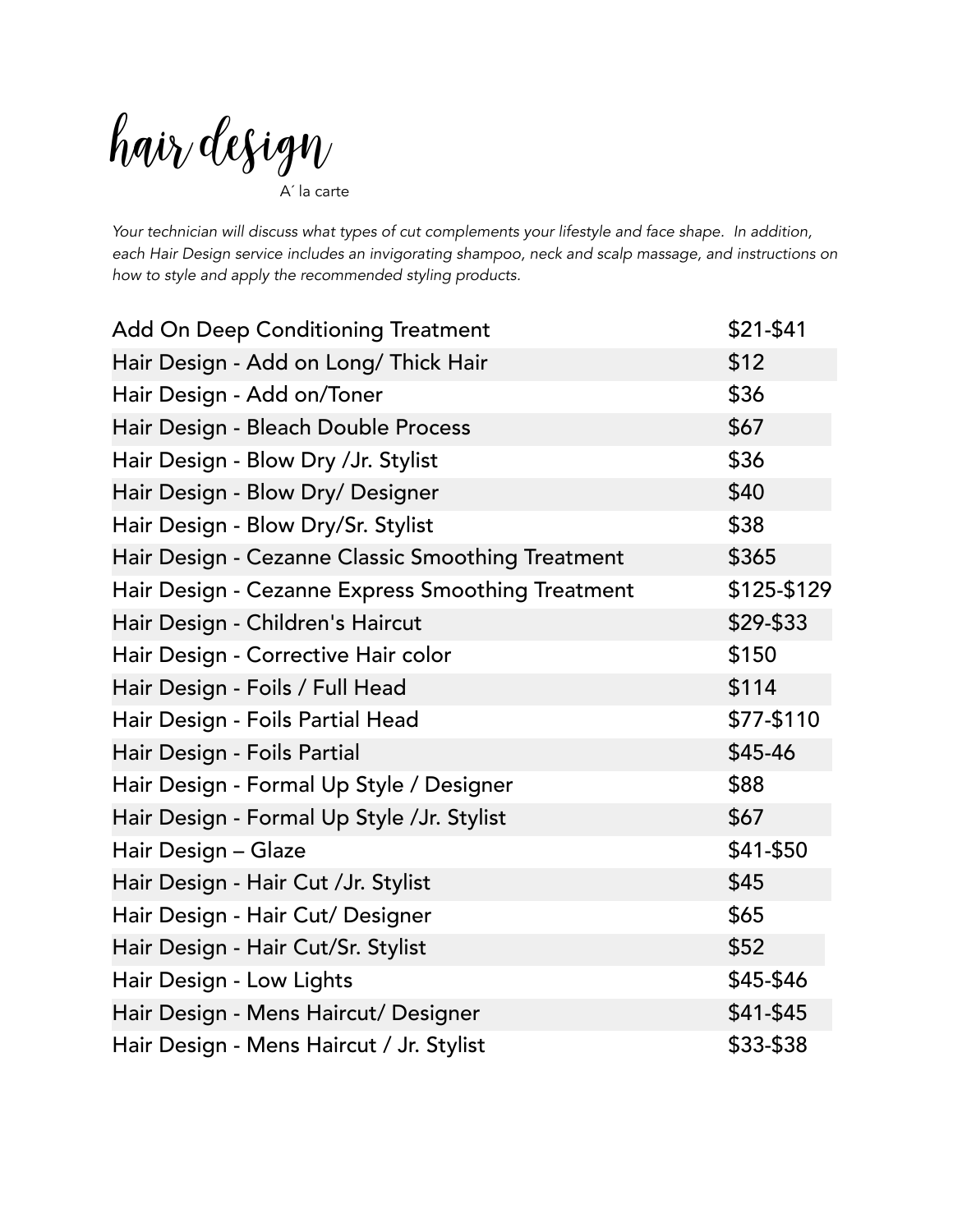# hair design

A´ la carte

*Your technician will discuss what types of cut complements your lifestyle and face shape. In addition, each Hair Design service includes an invigorating shampoo, neck and scalp massage, and instructions on how to style and apply the recommended styling products.*

| Service | Price |
| --- | --- |
| Add On Deep Conditioning Treatment | $21-$41 |
| Hair Design - Add on Long/ Thick Hair | $12 |
| Hair Design - Add on/Toner | $36 |
| Hair Design - Bleach Double Process | $67 |
| Hair Design - Blow Dry /Jr. Stylist | $36 |
| Hair Design - Blow Dry/ Designer | $40 |
| Hair Design - Blow Dry/Sr. Stylist | $38 |
| Hair Design - Cezanne Classic Smoothing Treatment | $365 |
| Hair Design - Cezanne Express Smoothing Treatment | $125-$129 |
| Hair Design - Children's Haircut | $29-$33 |
| Hair Design - Corrective Hair color | $150 |
| Hair Design - Foils / Full Head | $114 |
| Hair Design - Foils Partial Head | $77-$110 |
| Hair Design - Foils Partial | $45-46 |
| Hair Design - Formal Up Style / Designer | $88 |
| Hair Design - Formal Up Style /Jr. Stylist | $67 |
| Hair Design – Glaze | $41-$50 |
| Hair Design - Hair Cut /Jr. Stylist | $45 |
| Hair Design - Hair Cut/ Designer | $65 |
| Hair Design - Hair Cut/Sr. Stylist | $52 |
| Hair Design - Low Lights | $45-$46 |
| Hair Design - Mens Haircut/ Designer | $41-$45 |
| Hair Design - Mens Haircut / Jr. Stylist | $33-$38 |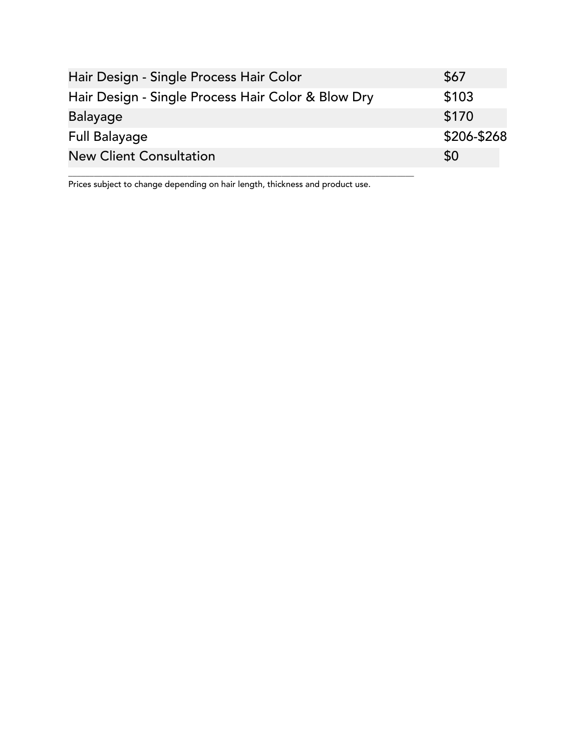| | |
|---|---|
| Hair Design - Single Process Hair Color | $67 |
| Hair Design - Single Process Hair Color & Blow Dry | $103 |
| Balayage | $170 |
| Full Balayage | $206-$268 |
| New Client Consultation | $0 |

---

Prices subject to change depending on hair length, thickness and product use.